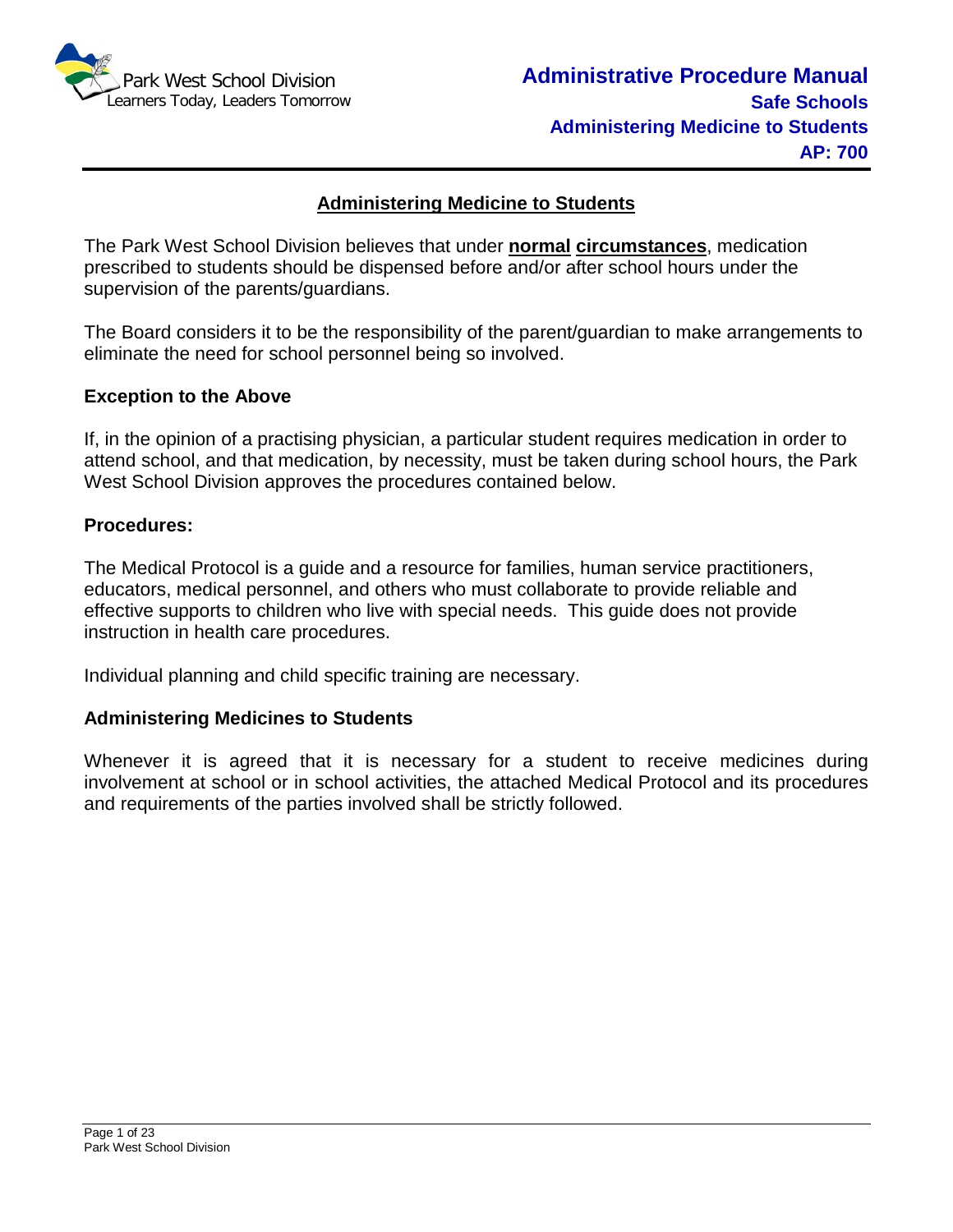Park West School Division
Learners Today, Leaders Tomorrow

# Administrative Procedure Manual
## Safe Schools
## Administering Medicine to Students
## AP: 700

## Administering Medicine to Students

The Park West School Division believes that under **normal circumstances**, medication prescribed to students should be dispensed before and/or after school hours under the supervision of the parents/guardians.

The Board considers it to be the responsibility of the parent/guardian to make arrangements to eliminate the need for school personnel being so involved.

### Exception to the Above

If, in the opinion of a practising physician, a particular student requires medication in order to attend school, and that medication, by necessity, must be taken during school hours, the Park West School Division approves the procedures contained below.

### Procedures:

The Medical Protocol is a guide and a resource for families, human service practitioners, educators, medical personnel, and others who must collaborate to provide reliable and effective supports to children who live with special needs. This guide does not provide instruction in health care procedures.

Individual planning and child specific training are necessary.

### Administering Medicines to Students

Whenever it is agreed that it is necessary for a student to receive medicines during involvement at school or in school activities, the attached Medical Protocol and its procedures and requirements of the parties involved shall be strictly followed.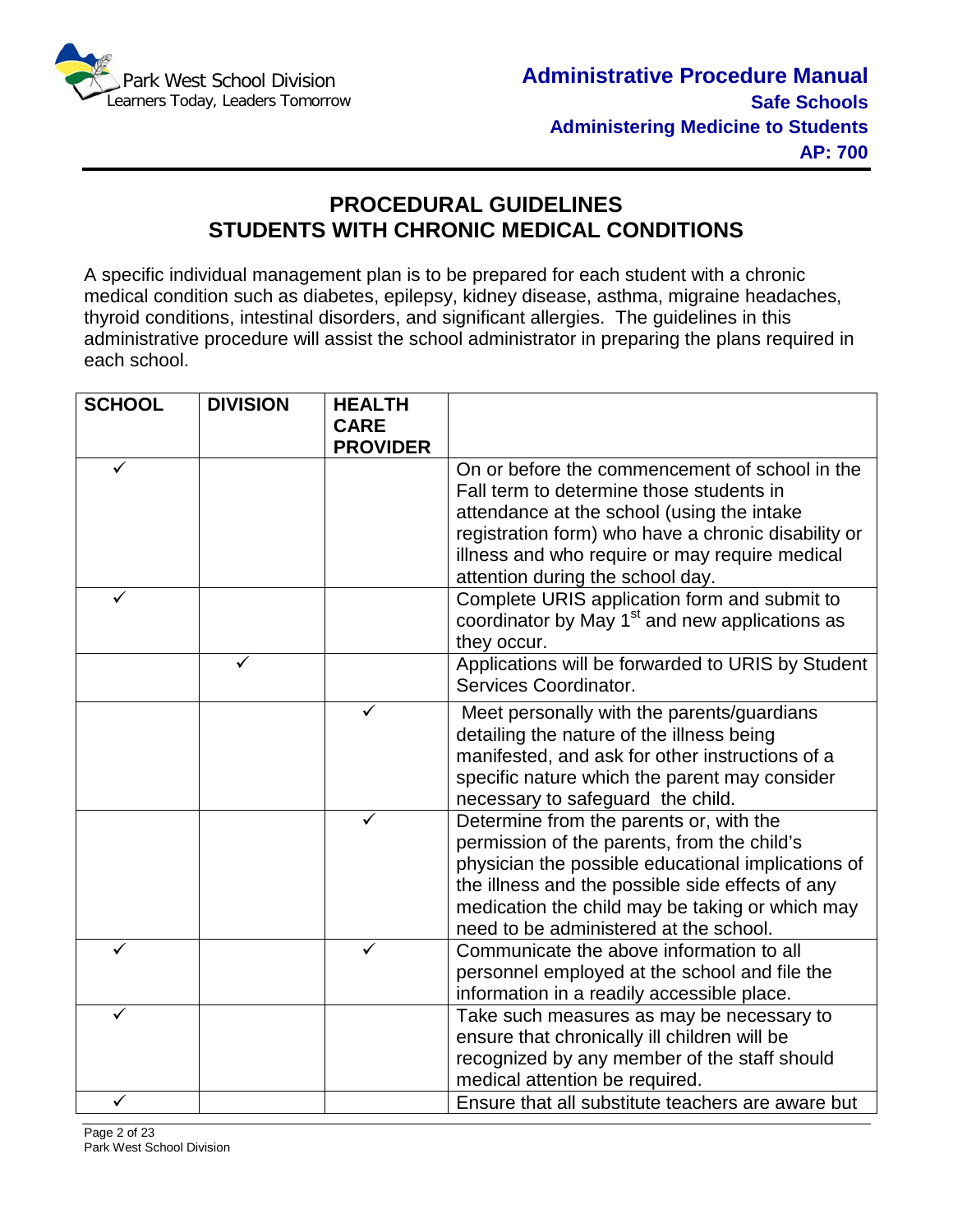## PROCEDURAL GUIDELINES
## STUDENTS WITH CHRONIC MEDICAL CONDITIONS

A specific individual management plan is to be prepared for each student with a chronic medical condition such as diabetes, epilepsy, kidney disease, asthma, migraine headaches, thyroid conditions, intestinal disorders, and significant allergies. The guidelines in this administrative procedure will assist the school administrator in preparing the plans required in each school.

| SCHOOL | DIVISION | HEALTH CARE PROVIDER | |
|---|---|---|---|
| ✓ | | | On or before the commencement of school in the Fall term to determine those students in attendance at the school (using the intake registration form) who have a chronic disability or illness and who require or may require medical attention during the school day. |
| ✓ | | | Complete URIS application form and submit to coordinator by May 1st and new applications as they occur. |
| | ✓ | | Applications will be forwarded to URIS by Student Services Coordinator. |
| | | ✓ | Meet personally with the parents/guardians detailing the nature of the illness being manifested, and ask for other instructions of a specific nature which the parent may consider necessary to safeguard the child. |
| | | ✓ | Determine from the parents or, with the permission of the parents, from the child's physician the possible educational implications of the illness and the possible side effects of any medication the child may be taking or which may need to be administered at the school. |
| ✓ | | ✓ | Communicate the above information to all personnel employed at the school and file the information in a readily accessible place. |
| ✓ | | | Take such measures as may be necessary to ensure that chronically ill children will be recognized by any member of the staff should medical attention be required. |
| ✓ | | | Ensure that all substitute teachers are aware but |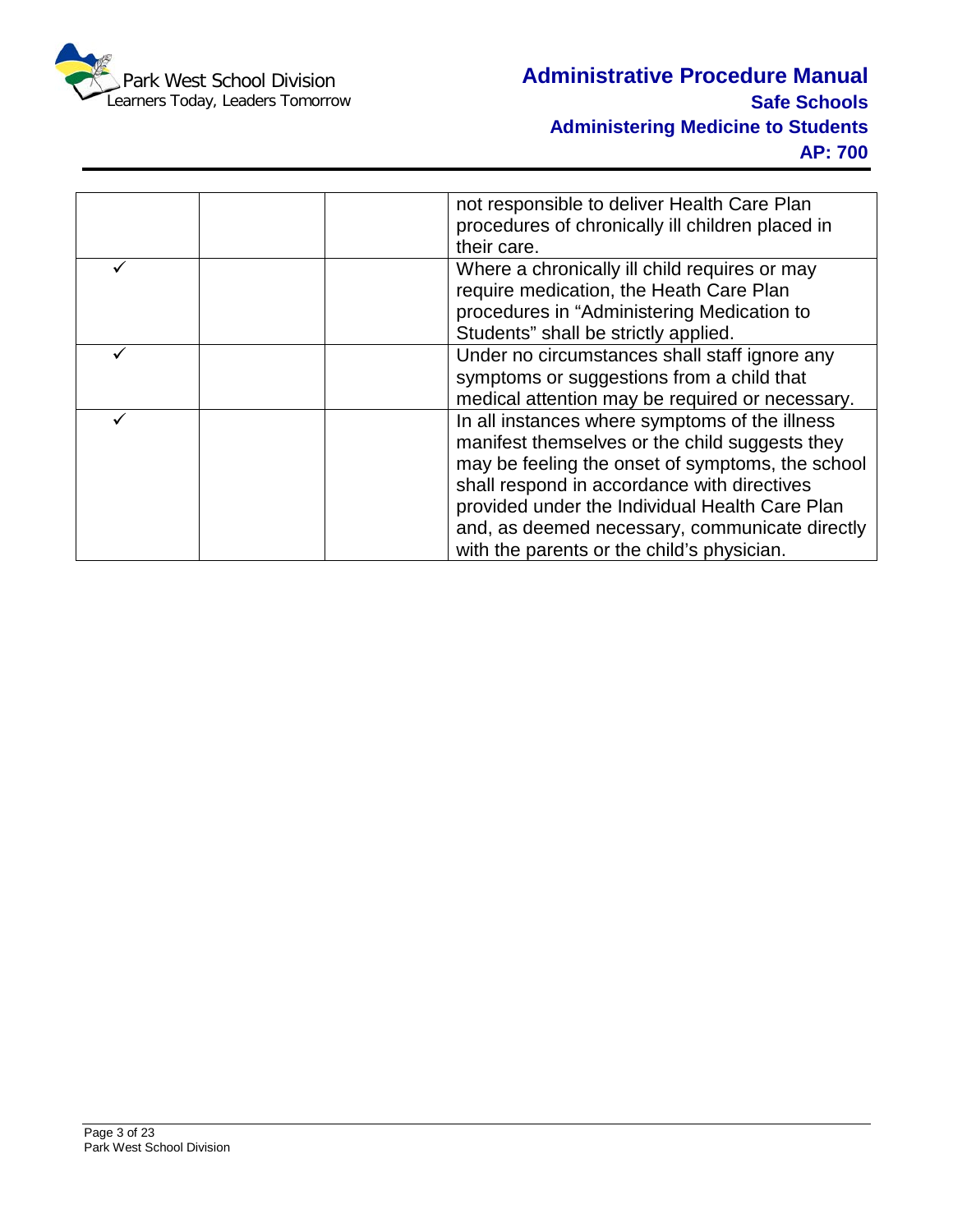| | | | |
|---|---|---|---|
| | | | not responsible to deliver Health Care Plan procedures of chronically ill children placed in their care. |
| ✓ | | | Where a chronically ill child requires or may require medication, the Heath Care Plan procedures in "Administering Medication to Students" shall be strictly applied. |
| ✓ | | | Under no circumstances shall staff ignore any symptoms or suggestions from a child that medical attention may be required or necessary. |
| ✓ | | | In all instances where symptoms of the illness manifest themselves or the child suggests they may be feeling the onset of symptoms, the school shall respond in accordance with directives provided under the Individual Health Care Plan and, as deemed necessary, communicate directly with the parents or the child's physician. |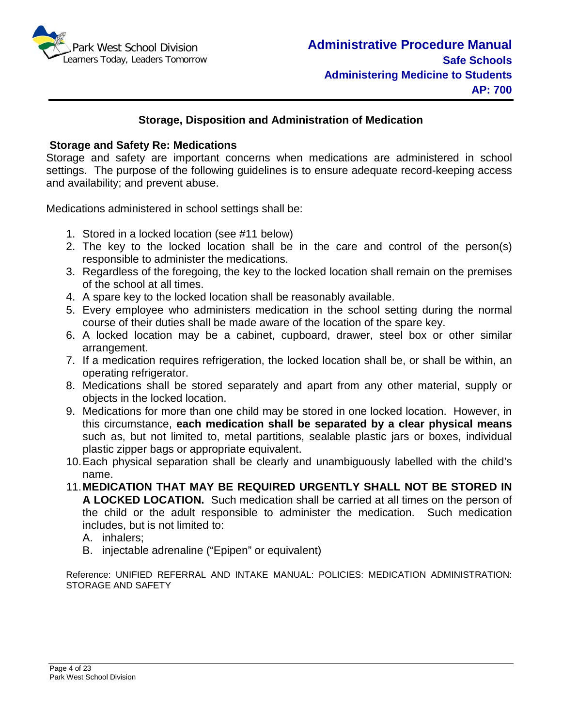## Storage, Disposition and Administration of Medication

### Storage and Safety Re: Medications

Storage and safety are important concerns when medications are administered in school settings. The purpose of the following guidelines is to ensure adequate record-keeping access and availability; and prevent abuse.

Medications administered in school settings shall be:

1. Stored in a locked location (see #11 below)
2. The key to the locked location shall be in the care and control of the person(s) responsible to administer the medications.
3. Regardless of the foregoing, the key to the locked location shall remain on the premises of the school at all times.
4. A spare key to the locked location shall be reasonably available.
5. Every employee who administers medication in the school setting during the normal course of their duties shall be made aware of the location of the spare key.
6. A locked location may be a cabinet, cupboard, drawer, steel box or other similar arrangement.
7. If a medication requires refrigeration, the locked location shall be, or shall be within, an operating refrigerator.
8. Medications shall be stored separately and apart from any other material, supply or objects in the locked location.
9. Medications for more than one child may be stored in one locked location. However, in this circumstance, **each medication shall be separated by a clear physical means** such as, but not limited to, metal partitions, sealable plastic jars or boxes, individual plastic zipper bags or appropriate equivalent.
10. Each physical separation shall be clearly and unambiguously labelled with the child's name.
11. **MEDICATION THAT MAY BE REQUIRED URGENTLY SHALL NOT BE STORED IN A LOCKED LOCATION.** Such medication shall be carried at all times on the person of the child or the adult responsible to administer the medication. Such medication includes, but is not limited to:
    A. inhalers;
    B. injectable adrenaline ("Epipen" or equivalent)

Reference: UNIFIED REFERRAL AND INTAKE MANUAL: POLICIES: MEDICATION ADMINISTRATION: STORAGE AND SAFETY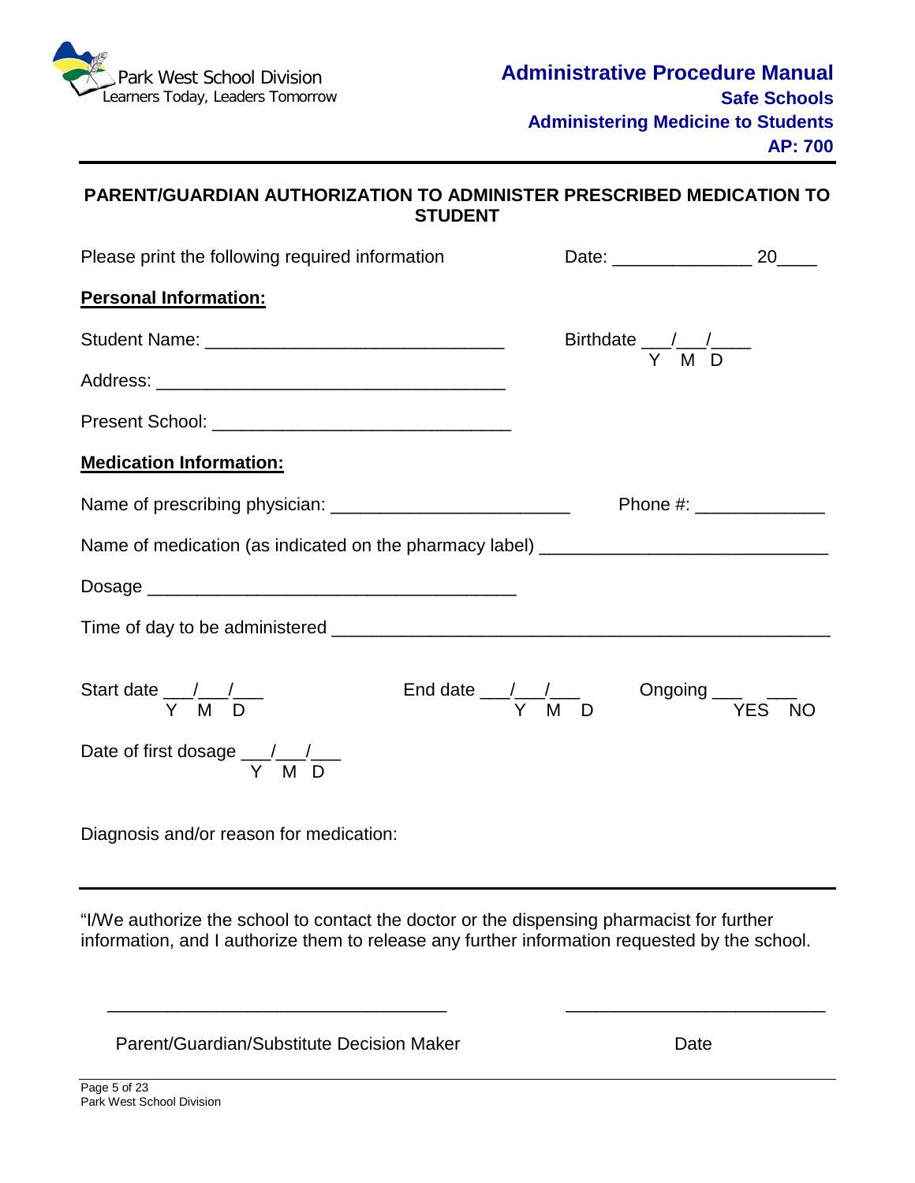# PARENT/GUARDIAN AUTHORIZATION TO ADMINISTER PRESCRIBED MEDICATION TO STUDENT

Please print the following required information    Date: ______________ 20____

**Personal Information:**

Student Name: ______________________________    Birthdate ___/___/____ (Y M D)

Address: ___________________________________

Present School: ______________________________

**Medication Information:**

Name of prescribing physician: ________________________    Phone #: _____________

Name of medication (as indicated on the pharmacy label) ____________________________

Dosage _____________________________________

Time of day to be administered ___________________________________________________

Start date ___/___/___ (Y M D)    End date ___/___/___ (Y M D)    Ongoing ___ YES ___ NO

Date of first dosage ___/___/___ (Y M D)

Diagnosis and/or reason for medication:

---

"I/We authorize the school to contact the doctor or the dispensing pharmacist for further information, and I authorize them to release any further information requested by the school.

__________________________________    __________________________

Parent/Guardian/Substitute Decision Maker    Date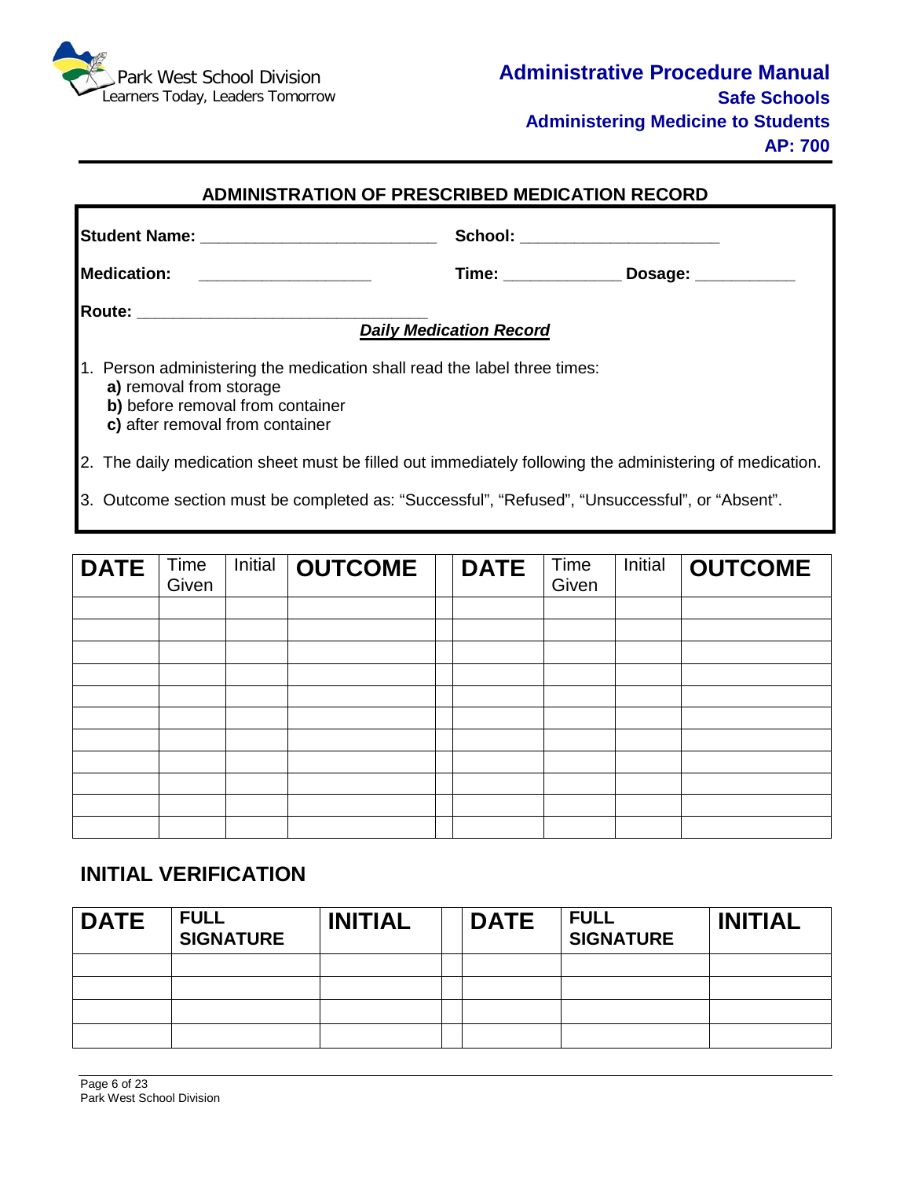# ADMINISTRATION OF PRESCRIBED MEDICATION RECORD

**Student Name:** ___________________________ **School:** ______________________

**Medication:** ___________________ **Time:** _____________ **Dosage:** ___________

**Route:** _________________________________

***Daily Medication Record***

1. Person administering the medication shall read the label three times:
   **a)** removal from storage
   **b)** before removal from container
   **c)** after removal from container
2. The daily medication sheet must be filled out immediately following the administering of medication.
3. Outcome section must be completed as: "Successful", "Refused", "Unsuccessful", or "Absent".

| DATE | Time Given | Initial | OUTCOME | | DATE | Time Given | Initial | OUTCOME |
|---|---|---|---|---|---|---|---|---|
| | | | | | | | | |
| | | | | | | | | |
| | | | | | | | | |
| | | | | | | | | |
| | | | | | | | | |
| | | | | | | | | |
| | | | | | | | | |
| | | | | | | | | |
| | | | | | | | | |
| | | | | | | | | |
| | | | | | | | | |

## INITIAL VERIFICATION

| DATE | FULL SIGNATURE | INITIAL | | DATE | FULL SIGNATURE | INITIAL |
|---|---|---|---|---|---|---|
| | | | | | | |
| | | | | | | |
| | | | | | | |
| | | | | | | |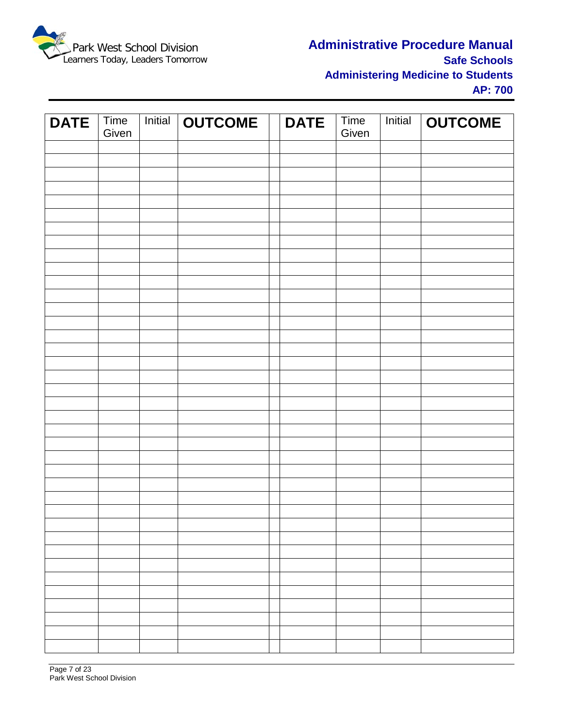| DATE | Time Given | Initial | OUTCOME | | DATE | Time Given | Initial | OUTCOME |
|---|---|---|---|---|---|---|---|---|
| | | | | | | | | |
| | | | | | | | | |
| | | | | | | | | |
| | | | | | | | | |
| | | | | | | | | |
| | | | | | | | | |
| | | | | | | | | |
| | | | | | | | | |
| | | | | | | | | |
| | | | | | | | | |
| | | | | | | | | |
| | | | | | | | | |
| | | | | | | | | |
| | | | | | | | | |
| | | | | | | | | |
| | | | | | | | | |
| | | | | | | | | |
| | | | | | | | | |
| | | | | | | | | |
| | | | | | | | | |
| | | | | | | | | |
| | | | | | | | | |
| | | | | | | | | |
| | | | | | | | | |
| | | | | | | | | |
| | | | | | | | | |
| | | | | | | | | |
| | | | | | | | | |
| | | | | | | | | |
| | | | | | | | | |
| | | | | | | | | |
| | | | | | | | | |
| | | | | | | | | |
| | | | | | | | | |
| | | | | | | | | |
| | | | | | | | | |
| | | | | | | | | |
| | | | | | | | | |
| | | | | | | | | |
| | | | | | | | | |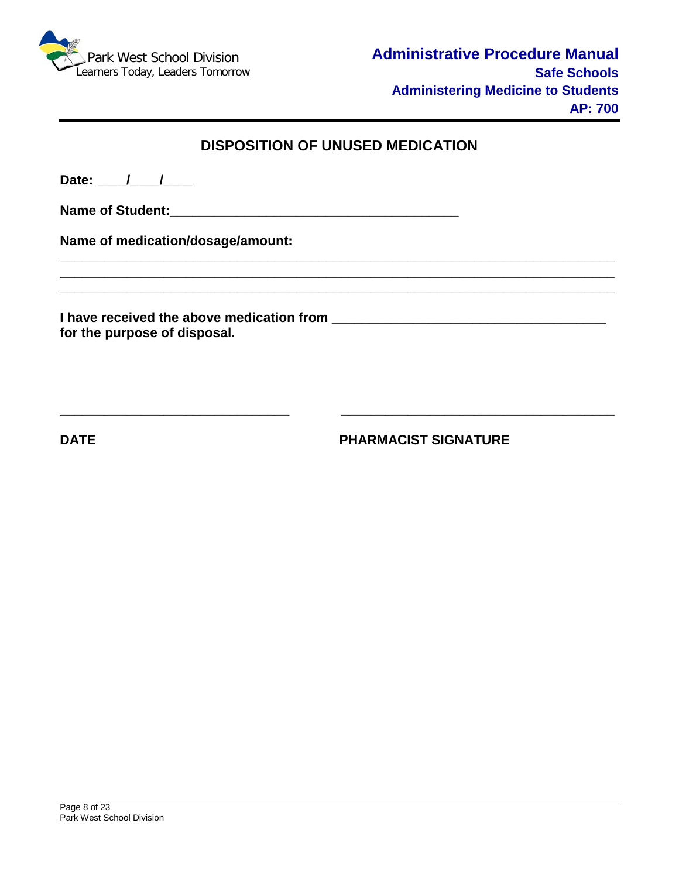## DISPOSITION OF UNUSED MEDICATION

**Date: ____/____/____**

**Name of Student:________________________________________**

**Name of medication/dosage/amount:**

_______________________________________________________________________________

_______________________________________________________________________________

_______________________________________________________________________________

**I have received the above medication from ______________________________________ for the purpose of disposal.**

________________________________ &nbsp;&nbsp;&nbsp;&nbsp;&nbsp;&nbsp; ______________________________________

**DATE** &nbsp;&nbsp;&nbsp;&nbsp;&nbsp;&nbsp;&nbsp;&nbsp;&nbsp;&nbsp;&nbsp;&nbsp;&nbsp;&nbsp;&nbsp;&nbsp;&nbsp;&nbsp;&nbsp;&nbsp;&nbsp;&nbsp;&nbsp;&nbsp;&nbsp;&nbsp;&nbsp;&nbsp;&nbsp;&nbsp; **PHARMACIST SIGNATURE**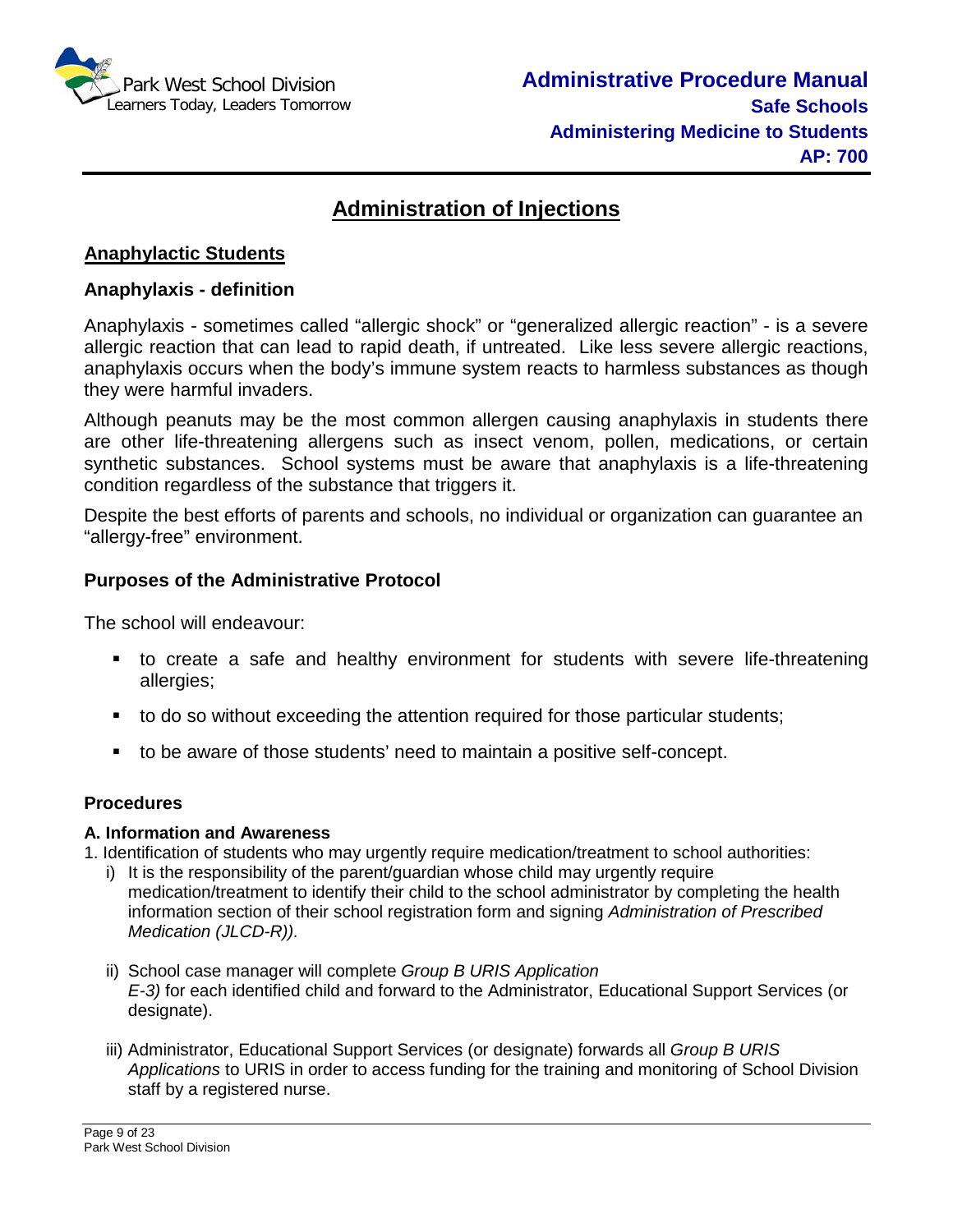# Administration of Injections

## Anaphylactic Students

### Anaphylaxis - definition

Anaphylaxis - sometimes called "allergic shock" or "generalized allergic reaction" - is a severe allergic reaction that can lead to rapid death, if untreated. Like less severe allergic reactions, anaphylaxis occurs when the body's immune system reacts to harmless substances as though they were harmful invaders.

Although peanuts may be the most common allergen causing anaphylaxis in students there are other life-threatening allergens such as insect venom, pollen, medications, or certain synthetic substances. School systems must be aware that anaphylaxis is a life-threatening condition regardless of the substance that triggers it.

Despite the best efforts of parents and schools, no individual or organization can guarantee an "allergy-free" environment.

### Purposes of the Administrative Protocol

The school will endeavour:

- to create a safe and healthy environment for students with severe life-threatening allergies;
- to do so without exceeding the attention required for those particular students;
- to be aware of those students' need to maintain a positive self-concept.

### Procedures

#### A. Information and Awareness

1. Identification of students who may urgently require medication/treatment to school authorities:
   - i) It is the responsibility of the parent/guardian whose child may urgently require medication/treatment to identify their child to the school administrator by completing the health information section of their school registration form and signing *Administration of Prescribed Medication (JLCD-R)).*
   - ii) School case manager will complete *Group B URIS Application E-3)* for each identified child and forward to the Administrator, Educational Support Services (or designate).
   - iii) Administrator, Educational Support Services (or designate) forwards all *Group B URIS Applications* to URIS in order to access funding for the training and monitoring of School Division staff by a registered nurse.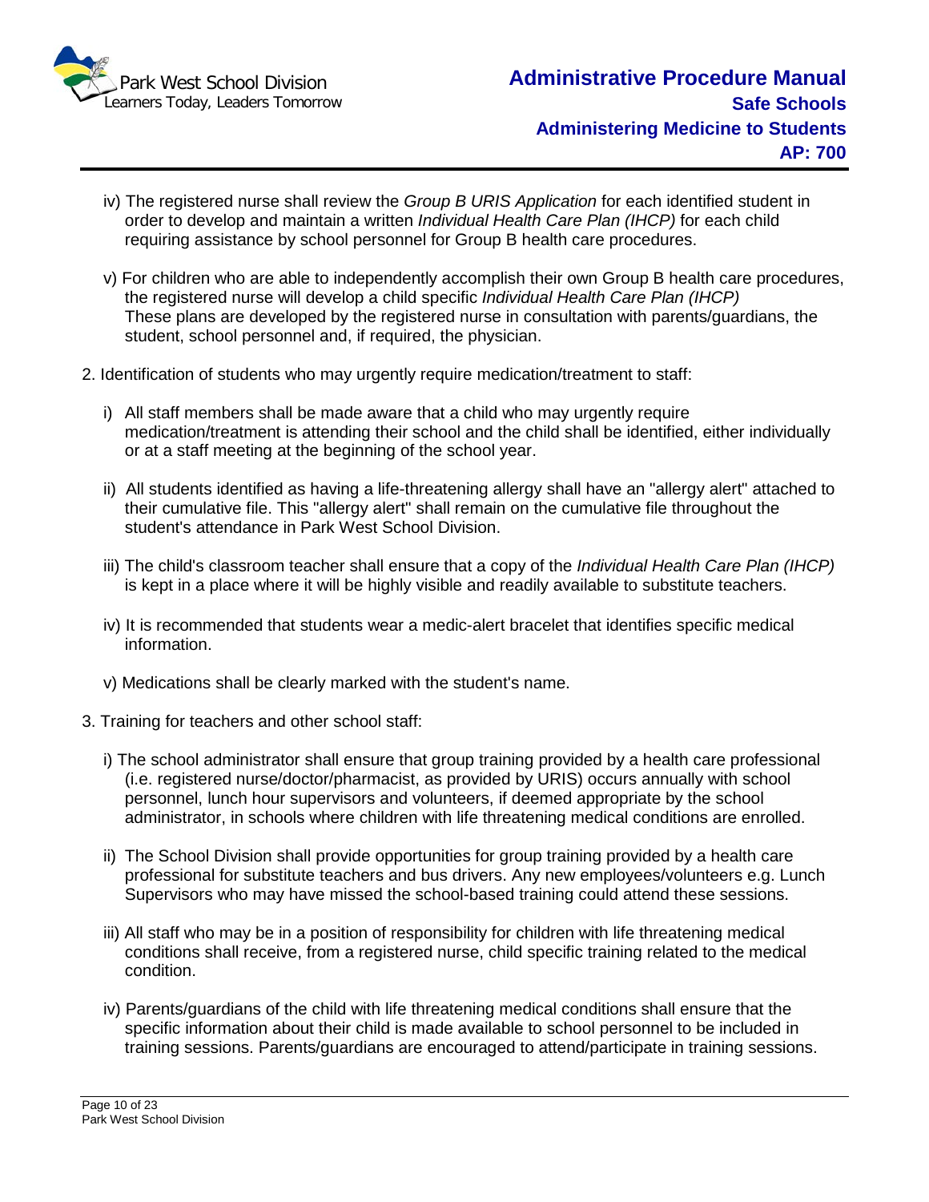iv) The registered nurse shall review the *Group B URIS Application* for each identified student in order to develop and maintain a written *Individual Health Care Plan (IHCP)* for each child requiring assistance by school personnel for Group B health care procedures.

v) For children who are able to independently accomplish their own Group B health care procedures, the registered nurse will develop a child specific *Individual Health Care Plan (IHCP)* These plans are developed by the registered nurse in consultation with parents/guardians, the student, school personnel and, if required, the physician.

2. Identification of students who may urgently require medication/treatment to staff:

   i) All staff members shall be made aware that a child who may urgently require medication/treatment is attending their school and the child shall be identified, either individually or at a staff meeting at the beginning of the school year.

   ii) All students identified as having a life-threatening allergy shall have an "allergy alert" attached to their cumulative file. This "allergy alert" shall remain on the cumulative file throughout the student's attendance in Park West School Division.

   iii) The child's classroom teacher shall ensure that a copy of the *Individual Health Care Plan (IHCP)* is kept in a place where it will be highly visible and readily available to substitute teachers.

   iv) It is recommended that students wear a medic-alert bracelet that identifies specific medical information.

   v) Medications shall be clearly marked with the student's name.

3. Training for teachers and other school staff:

   i) The school administrator shall ensure that group training provided by a health care professional (i.e. registered nurse/doctor/pharmacist, as provided by URIS) occurs annually with school personnel, lunch hour supervisors and volunteers, if deemed appropriate by the school administrator, in schools where children with life threatening medical conditions are enrolled.

   ii) The School Division shall provide opportunities for group training provided by a health care professional for substitute teachers and bus drivers. Any new employees/volunteers e.g. Lunch Supervisors who may have missed the school-based training could attend these sessions.

   iii) All staff who may be in a position of responsibility for children with life threatening medical conditions shall receive, from a registered nurse, child specific training related to the medical condition.

   iv) Parents/guardians of the child with life threatening medical conditions shall ensure that the specific information about their child is made available to school personnel to be included in training sessions. Parents/guardians are encouraged to attend/participate in training sessions.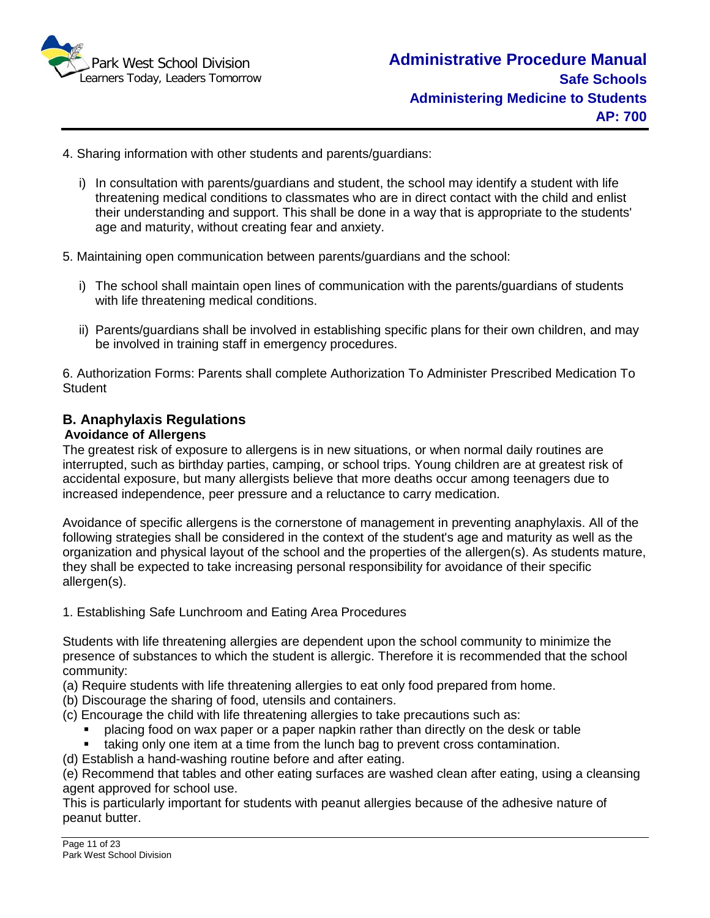4. Sharing information with other students and parents/guardians:

   i) In consultation with parents/guardians and student, the school may identify a student with life threatening medical conditions to classmates who are in direct contact with the child and enlist their understanding and support. This shall be done in a way that is appropriate to the students' age and maturity, without creating fear and anxiety.

5. Maintaining open communication between parents/guardians and the school:

   i) The school shall maintain open lines of communication with the parents/guardians of students with life threatening medical conditions.

   ii) Parents/guardians shall be involved in establishing specific plans for their own children, and may be involved in training staff in emergency procedures.

6. Authorization Forms: Parents shall complete Authorization To Administer Prescribed Medication To Student

## B. Anaphylaxis Regulations

### Avoidance of Allergens

The greatest risk of exposure to allergens is in new situations, or when normal daily routines are interrupted, such as birthday parties, camping, or school trips. Young children are at greatest risk of accidental exposure, but many allergists believe that more deaths occur among teenagers due to increased independence, peer pressure and a reluctance to carry medication.

Avoidance of specific allergens is the cornerstone of management in preventing anaphylaxis. All of the following strategies shall be considered in the context of the student's age and maturity as well as the organization and physical layout of the school and the properties of the allergen(s). As students mature, they shall be expected to take increasing personal responsibility for avoidance of their specific allergen(s).

1. Establishing Safe Lunchroom and Eating Area Procedures

Students with life threatening allergies are dependent upon the school community to minimize the presence of substances to which the student is allergic. Therefore it is recommended that the school community:

(a) Require students with life threatening allergies to eat only food prepared from home.
(b) Discourage the sharing of food, utensils and containers.
(c) Encourage the child with life threatening allergies to take precautions such as:

- placing food on wax paper or a paper napkin rather than directly on the desk or table
- taking only one item at a time from the lunch bag to prevent cross contamination.

(d) Establish a hand-washing routine before and after eating.
(e) Recommend that tables and other eating surfaces are washed clean after eating, using a cleansing agent approved for school use.
This is particularly important for students with peanut allergies because of the adhesive nature of peanut butter.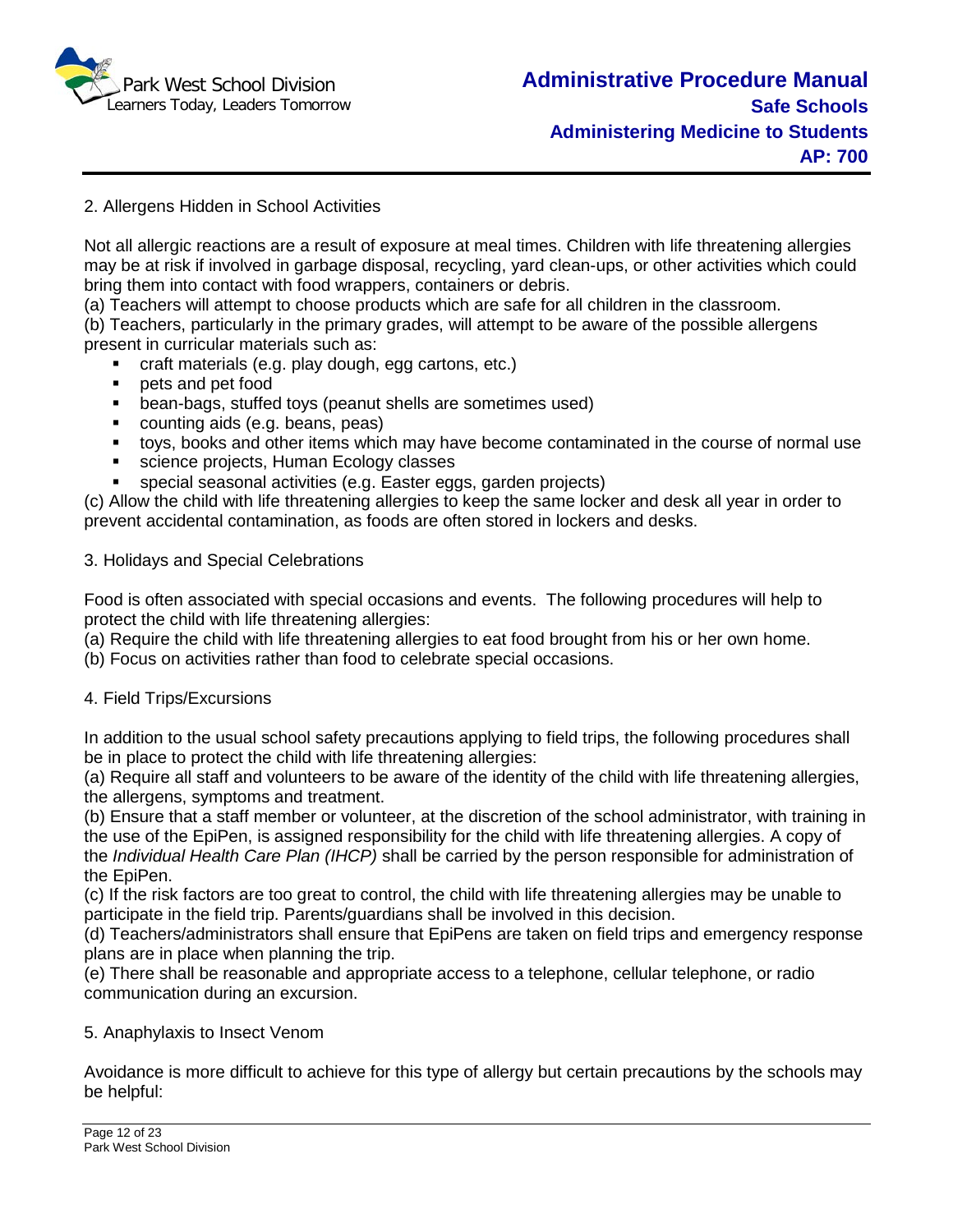2. Allergens Hidden in School Activities

Not all allergic reactions are a result of exposure at meal times. Children with life threatening allergies may be at risk if involved in garbage disposal, recycling, yard clean-ups, or other activities which could bring them into contact with food wrappers, containers or debris.

(a) Teachers will attempt to choose products which are safe for all children in the classroom.

(b) Teachers, particularly in the primary grades, will attempt to be aware of the possible allergens present in curricular materials such as:

- craft materials (e.g. play dough, egg cartons, etc.)
- pets and pet food
- bean-bags, stuffed toys (peanut shells are sometimes used)
- counting aids (e.g. beans, peas)
- toys, books and other items which may have become contaminated in the course of normal use
- science projects, Human Ecology classes
- special seasonal activities (e.g. Easter eggs, garden projects)

(c) Allow the child with life threatening allergies to keep the same locker and desk all year in order to prevent accidental contamination, as foods are often stored in lockers and desks.

3. Holidays and Special Celebrations

Food is often associated with special occasions and events. The following procedures will help to protect the child with life threatening allergies:

(a) Require the child with life threatening allergies to eat food brought from his or her own home.

(b) Focus on activities rather than food to celebrate special occasions.

4. Field Trips/Excursions

In addition to the usual school safety precautions applying to field trips, the following procedures shall be in place to protect the child with life threatening allergies:

(a) Require all staff and volunteers to be aware of the identity of the child with life threatening allergies, the allergens, symptoms and treatment.

(b) Ensure that a staff member or volunteer, at the discretion of the school administrator, with training in the use of the EpiPen, is assigned responsibility for the child with life threatening allergies. A copy of the *Individual Health Care Plan (IHCP)* shall be carried by the person responsible for administration of the EpiPen.

(c) If the risk factors are too great to control, the child with life threatening allergies may be unable to participate in the field trip. Parents/guardians shall be involved in this decision.

(d) Teachers/administrators shall ensure that EpiPens are taken on field trips and emergency response plans are in place when planning the trip.

(e) There shall be reasonable and appropriate access to a telephone, cellular telephone, or radio communication during an excursion.

5. Anaphylaxis to Insect Venom

Avoidance is more difficult to achieve for this type of allergy but certain precautions by the schools may be helpful: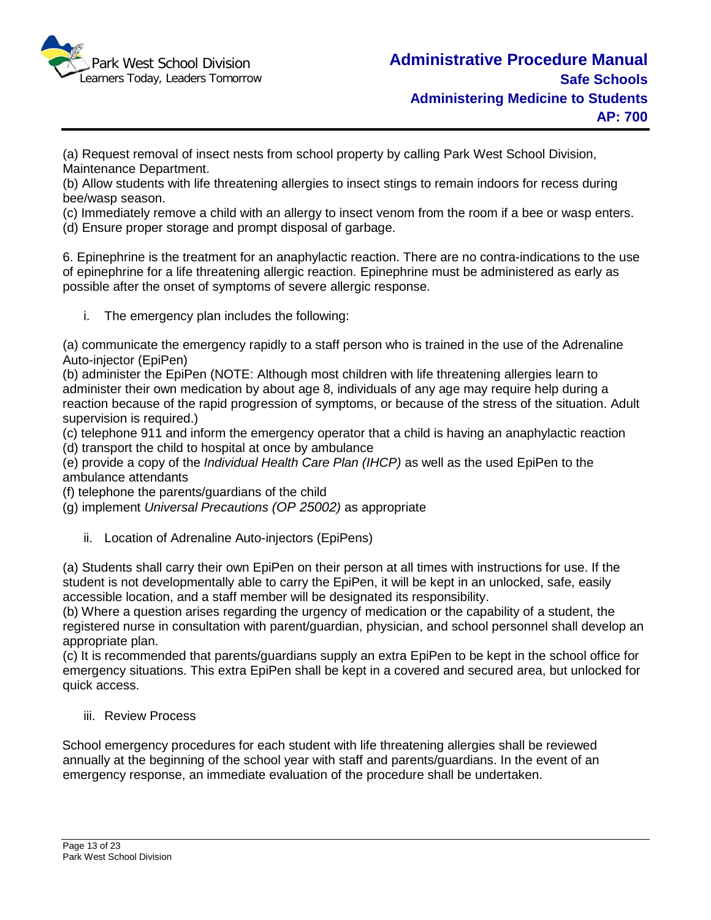(a) Request removal of insect nests from school property by calling Park West School Division, Maintenance Department.
(b) Allow students with life threatening allergies to insect stings to remain indoors for recess during bee/wasp season.
(c) Immediately remove a child with an allergy to insect venom from the room if a bee or wasp enters.
(d) Ensure proper storage and prompt disposal of garbage.

6. Epinephrine is the treatment for an anaphylactic reaction. There are no contra-indications to the use of epinephrine for a life threatening allergic reaction. Epinephrine must be administered as early as possible after the onset of symptoms of severe allergic response.

i. The emergency plan includes the following:

(a) communicate the emergency rapidly to a staff person who is trained in the use of the Adrenaline Auto-injector (EpiPen)
(b) administer the EpiPen (NOTE: Although most children with life threatening allergies learn to administer their own medication by about age 8, individuals of any age may require help during a reaction because of the rapid progression of symptoms, or because of the stress of the situation. Adult supervision is required.)
(c) telephone 911 and inform the emergency operator that a child is having an anaphylactic reaction
(d) transport the child to hospital at once by ambulance
(e) provide a copy of the *Individual Health Care Plan (IHCP)* as well as the used EpiPen to the ambulance attendants
(f) telephone the parents/guardians of the child
(g) implement *Universal Precautions (OP 25002)* as appropriate

ii. Location of Adrenaline Auto-injectors (EpiPens)

(a) Students shall carry their own EpiPen on their person at all times with instructions for use. If the student is not developmentally able to carry the EpiPen, it will be kept in an unlocked, safe, easily accessible location, and a staff member will be designated its responsibility.
(b) Where a question arises regarding the urgency of medication or the capability of a student, the registered nurse in consultation with parent/guardian, physician, and school personnel shall develop an appropriate plan.
(c) It is recommended that parents/guardians supply an extra EpiPen to be kept in the school office for emergency situations. This extra EpiPen shall be kept in a covered and secured area, but unlocked for quick access.

iii. Review Process

School emergency procedures for each student with life threatening allergies shall be reviewed annually at the beginning of the school year with staff and parents/guardians. In the event of an emergency response, an immediate evaluation of the procedure shall be undertaken.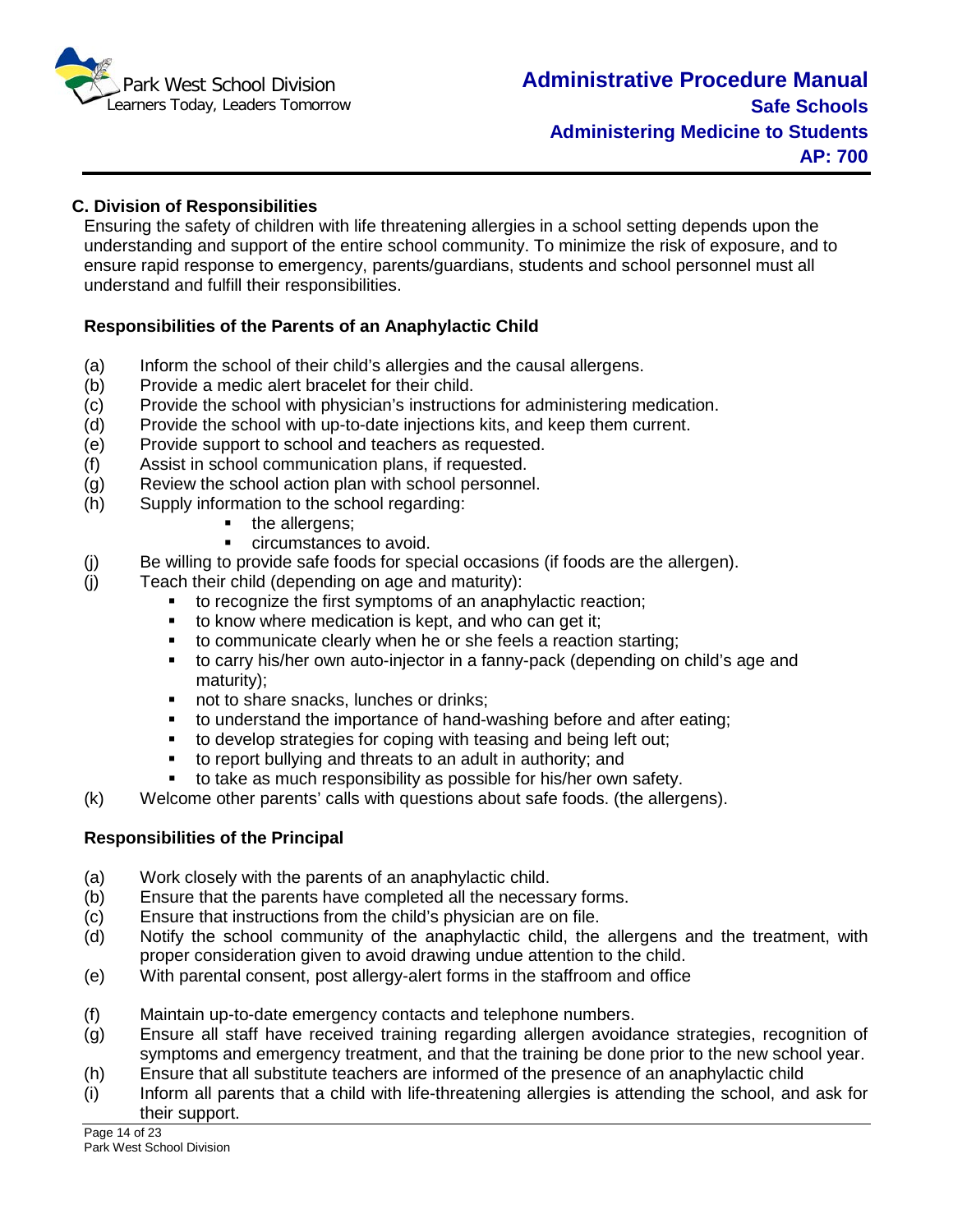## C. Division of Responsibilities

Ensuring the safety of children with life threatening allergies in a school setting depends upon the understanding and support of the entire school community. To minimize the risk of exposure, and to ensure rapid response to emergency, parents/guardians, students and school personnel must all understand and fulfill their responsibilities.

### Responsibilities of the Parents of an Anaphylactic Child

(a) Inform the school of their child's allergies and the causal allergens.
(b) Provide a medic alert bracelet for their child.
(c) Provide the school with physician's instructions for administering medication.
(d) Provide the school with up-to-date injections kits, and keep them current.
(e) Provide support to school and teachers as requested.
(f) Assist in school communication plans, if requested.
(g) Review the school action plan with school personnel.
(h) Supply information to the school regarding:
- the allergens;
- circumstances to avoid.

(j) Be willing to provide safe foods for special occasions (if foods are the allergen).
(j) Teach their child (depending on age and maturity):
- to recognize the first symptoms of an anaphylactic reaction;
- to know where medication is kept, and who can get it;
- to communicate clearly when he or she feels a reaction starting;
- to carry his/her own auto-injector in a fanny-pack (depending on child's age and maturity);
- not to share snacks, lunches or drinks;
- to understand the importance of hand-washing before and after eating;
- to develop strategies for coping with teasing and being left out;
- to report bullying and threats to an adult in authority; and
- to take as much responsibility as possible for his/her own safety.

(k) Welcome other parents' calls with questions about safe foods. (the allergens).

### Responsibilities of the Principal

(a) Work closely with the parents of an anaphylactic child.
(b) Ensure that the parents have completed all the necessary forms.
(c) Ensure that instructions from the child's physician are on file.
(d) Notify the school community of the anaphylactic child, the allergens and the treatment, with proper consideration given to avoid drawing undue attention to the child.
(e) With parental consent, post allergy-alert forms in the staffroom and office
(f) Maintain up-to-date emergency contacts and telephone numbers.
(g) Ensure all staff have received training regarding allergen avoidance strategies, recognition of symptoms and emergency treatment, and that the training be done prior to the new school year.
(h) Ensure that all substitute teachers are informed of the presence of an anaphylactic child
(i) Inform all parents that a child with life-threatening allergies is attending the school, and ask for their support.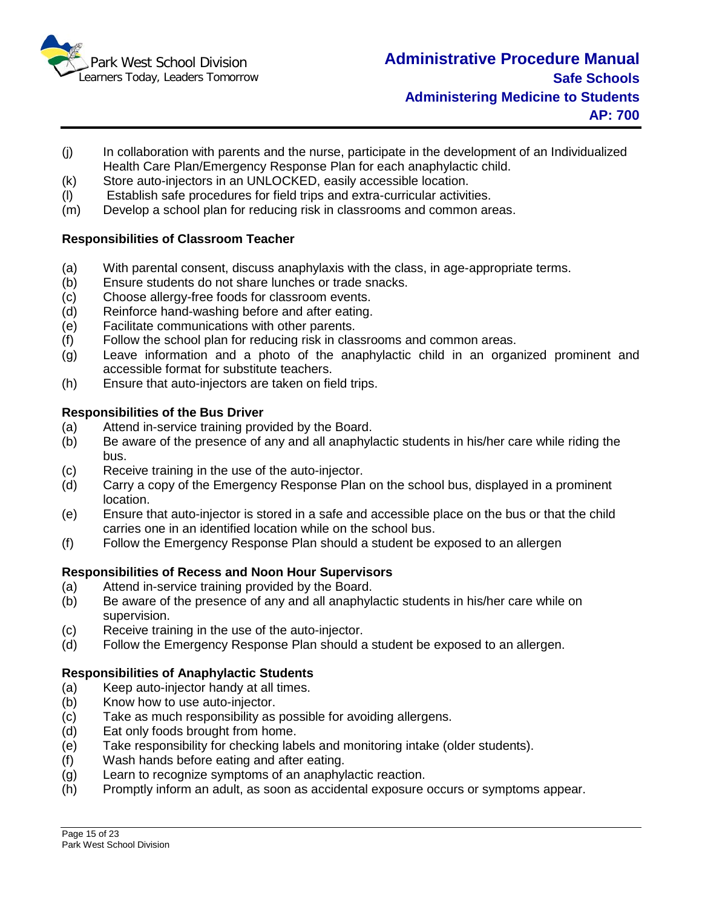(j) In collaboration with parents and the nurse, participate in the development of an Individualized Health Care Plan/Emergency Response Plan for each anaphylactic child.
(k) Store auto-injectors in an UNLOCKED, easily accessible location.
(l) Establish safe procedures for field trips and extra-curricular activities.
(m) Develop a school plan for reducing risk in classrooms and common areas.

**Responsibilities of Classroom Teacher**

(a) With parental consent, discuss anaphylaxis with the class, in age-appropriate terms.
(b) Ensure students do not share lunches or trade snacks.
(c) Choose allergy-free foods for classroom events.
(d) Reinforce hand-washing before and after eating.
(e) Facilitate communications with other parents.
(f) Follow the school plan for reducing risk in classrooms and common areas.
(g) Leave information and a photo of the anaphylactic child in an organized prominent and accessible format for substitute teachers.
(h) Ensure that auto-injectors are taken on field trips.

**Responsibilities of the Bus Driver**

(a) Attend in-service training provided by the Board.
(b) Be aware of the presence of any and all anaphylactic students in his/her care while riding the bus.
(c) Receive training in the use of the auto-injector.
(d) Carry a copy of the Emergency Response Plan on the school bus, displayed in a prominent location.
(e) Ensure that auto-injector is stored in a safe and accessible place on the bus or that the child carries one in an identified location while on the school bus.
(f) Follow the Emergency Response Plan should a student be exposed to an allergen

**Responsibilities of Recess and Noon Hour Supervisors**

(a) Attend in-service training provided by the Board.
(b) Be aware of the presence of any and all anaphylactic students in his/her care while on supervision.
(c) Receive training in the use of the auto-injector.
(d) Follow the Emergency Response Plan should a student be exposed to an allergen.

**Responsibilities of Anaphylactic Students**

(a) Keep auto-injector handy at all times.
(b) Know how to use auto-injector.
(c) Take as much responsibility as possible for avoiding allergens.
(d) Eat only foods brought from home.
(e) Take responsibility for checking labels and monitoring intake (older students).
(f) Wash hands before eating and after eating.
(g) Learn to recognize symptoms of an anaphylactic reaction.
(h) Promptly inform an adult, as soon as accidental exposure occurs or symptoms appear.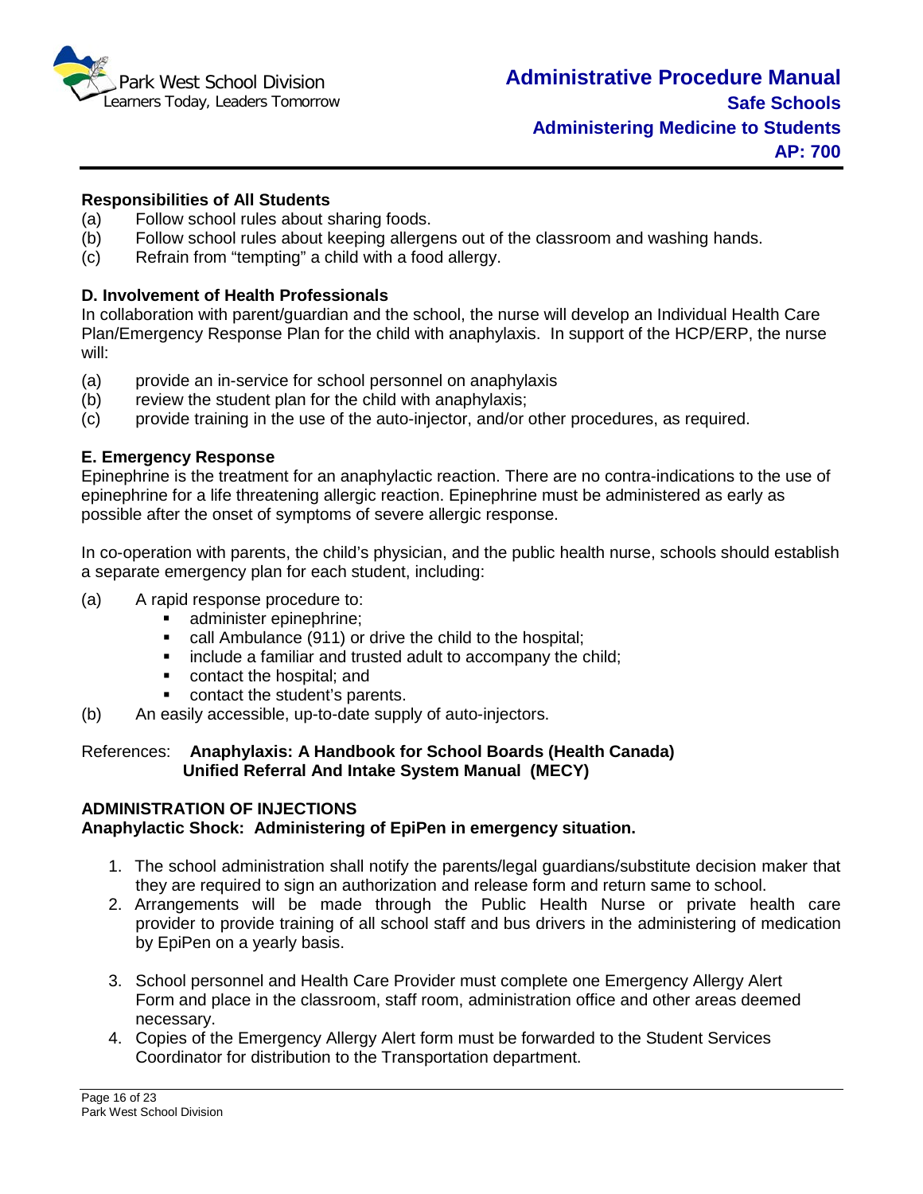**Responsibilities of All Students**

(a) Follow school rules about sharing foods.
(b) Follow school rules about keeping allergens out of the classroom and washing hands.
(c) Refrain from "tempting" a child with a food allergy.

**D. Involvement of Health Professionals**

In collaboration with parent/guardian and the school, the nurse will develop an Individual Health Care Plan/Emergency Response Plan for the child with anaphylaxis. In support of the HCP/ERP, the nurse will:

(a) provide an in-service for school personnel on anaphylaxis
(b) review the student plan for the child with anaphylaxis;
(c) provide training in the use of the auto-injector, and/or other procedures, as required.

**E. Emergency Response**

Epinephrine is the treatment for an anaphylactic reaction. There are no contra-indications to the use of epinephrine for a life threatening allergic reaction. Epinephrine must be administered as early as possible after the onset of symptoms of severe allergic response.

In co-operation with parents, the child's physician, and the public health nurse, schools should establish a separate emergency plan for each student, including:

(a) A rapid response procedure to:
   - administer epinephrine;
   - call Ambulance (911) or drive the child to the hospital;
   - include a familiar and trusted adult to accompany the child;
   - contact the hospital; and
   - contact the student's parents.

(b) An easily accessible, up-to-date supply of auto-injectors.

References: **Anaphylaxis: A Handbook for School Boards (Health Canada)**
**Unified Referral And Intake System Manual (MECY)**

**ADMINISTRATION OF INJECTIONS**

**Anaphylactic Shock: Administering of EpiPen in emergency situation.**

1. The school administration shall notify the parents/legal guardians/substitute decision maker that they are required to sign an authorization and release form and return same to school.
2. Arrangements will be made through the Public Health Nurse or private health care provider to provide training of all school staff and bus drivers in the administering of medication by EpiPen on a yearly basis.
3. School personnel and Health Care Provider must complete one Emergency Allergy Alert Form and place in the classroom, staff room, administration office and other areas deemed necessary.
4. Copies of the Emergency Allergy Alert form must be forwarded to the Student Services Coordinator for distribution to the Transportation department.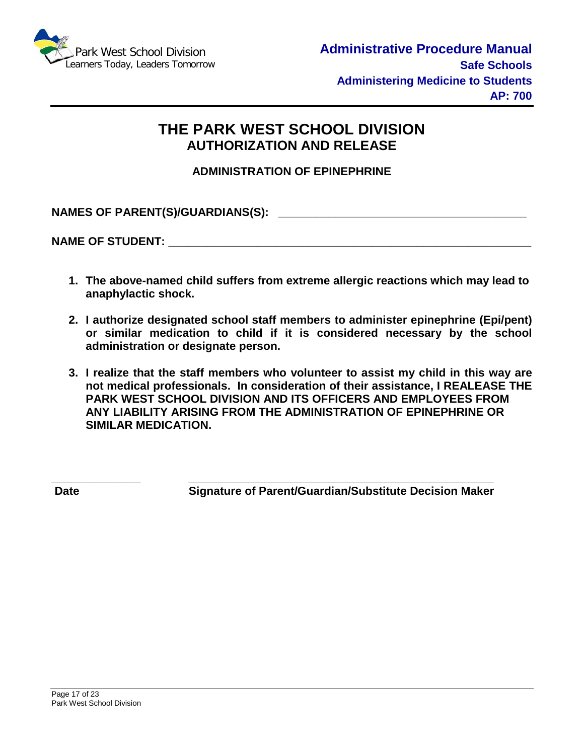# THE PARK WEST SCHOOL DIVISION
## AUTHORIZATION AND RELEASE

### ADMINISTRATION OF EPINEPHRINE

**NAMES OF PARENT(S)/GUARDIANS(S):** ________________________________________

**NAME OF STUDENT:** ____________________________________________________________

1. **The above-named child suffers from extreme allergic reactions which may lead to anaphylactic shock.**
2. **I authorize designated school staff members to administer epinephrine (Epi/pent) or similar medication to child if it is considered necessary by the school administration or designate person.**
3. **I realize that the staff members who volunteer to assist my child in this way are not medical professionals. In consideration of their assistance, I REALEASE THE PARK WEST SCHOOL DIVISION AND ITS OFFICERS AND EMPLOYEES FROM ANY LIABILITY ARISING FROM THE ADMINISTRATION OF EPINEPHRINE OR SIMILAR MEDICATION.**

_______________ &nbsp;&nbsp;&nbsp;&nbsp;&nbsp;&nbsp;&nbsp; ____________________________________________________

**Date** &nbsp;&nbsp;&nbsp;&nbsp;&nbsp;&nbsp;&nbsp;&nbsp;&nbsp;&nbsp;&nbsp;&nbsp;&nbsp;&nbsp;&nbsp;&nbsp;&nbsp;&nbsp; **Signature of Parent/Guardian/Substitute Decision Maker**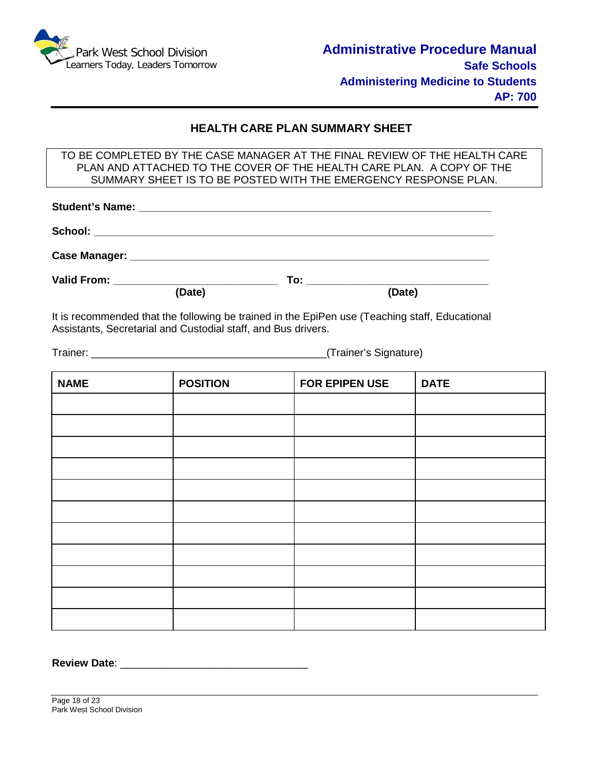## HEALTH CARE PLAN SUMMARY SHEET

TO BE COMPLETED BY THE CASE MANAGER AT THE FINAL REVIEW OF THE HEALTH CARE PLAN AND ATTACHED TO THE COVER OF THE HEALTH CARE PLAN. A COPY OF THE SUMMARY SHEET IS TO BE POSTED WITH THE EMERGENCY RESPONSE PLAN.

**Student's Name:** ______________________________________________________________

**School:** ______________________________________________________________________

**Case Manager:** ________________________________________________________________

**Valid From:** ____________________________ **To:** _______________________________
**(Date)** **(Date)**

It is recommended that the following be trained in the EpiPen use (Teaching staff, Educational Assistants, Secretarial and Custodial staff, and Bus drivers.

Trainer: __________________________________________(Trainer's Signature)

| NAME | POSITION | FOR EPIPEN USE | DATE |
|---|---|---|---|
| | | | |
| | | | |
| | | | |
| | | | |
| | | | |
| | | | |
| | | | |
| | | | |
| | | | |
| | | | |
| | | | |

**Review Date**: _________________________________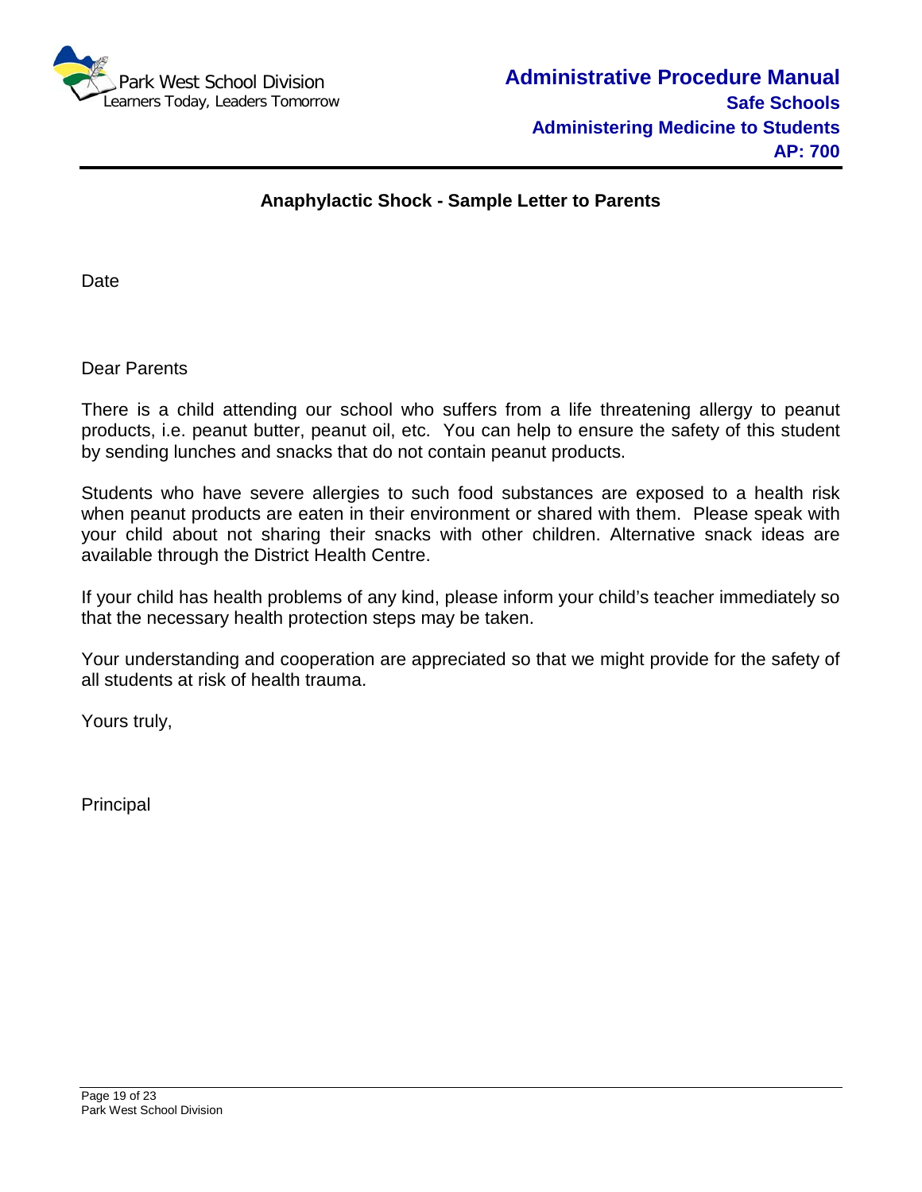## Anaphylactic Shock - Sample Letter to Parents

Date

Dear Parents

There is a child attending our school who suffers from a life threatening allergy to peanut products, i.e. peanut butter, peanut oil, etc. You can help to ensure the safety of this student by sending lunches and snacks that do not contain peanut products.

Students who have severe allergies to such food substances are exposed to a health risk when peanut products are eaten in their environment or shared with them. Please speak with your child about not sharing their snacks with other children. Alternative snack ideas are available through the District Health Centre.

If your child has health problems of any kind, please inform your child's teacher immediately so that the necessary health protection steps may be taken.

Your understanding and cooperation are appreciated so that we might provide for the safety of all students at risk of health trauma.

Yours truly,

Principal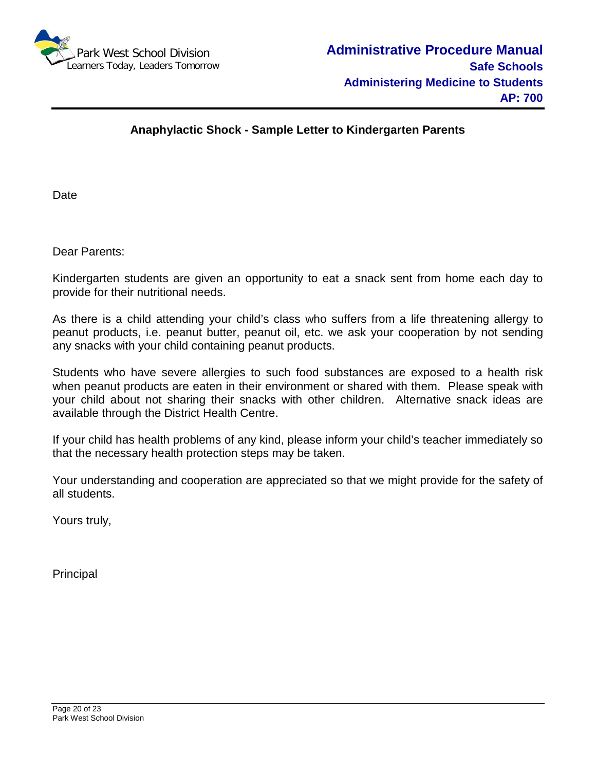## Anaphylactic Shock - Sample Letter to Kindergarten Parents

Date

Dear Parents:

Kindergarten students are given an opportunity to eat a snack sent from home each day to provide for their nutritional needs.

As there is a child attending your child's class who suffers from a life threatening allergy to peanut products, i.e. peanut butter, peanut oil, etc. we ask your cooperation by not sending any snacks with your child containing peanut products.

Students who have severe allergies to such food substances are exposed to a health risk when peanut products are eaten in their environment or shared with them. Please speak with your child about not sharing their snacks with other children. Alternative snack ideas are available through the District Health Centre.

If your child has health problems of any kind, please inform your child's teacher immediately so that the necessary health protection steps may be taken.

Your understanding and cooperation are appreciated so that we might provide for the safety of all students.

Yours truly,

Principal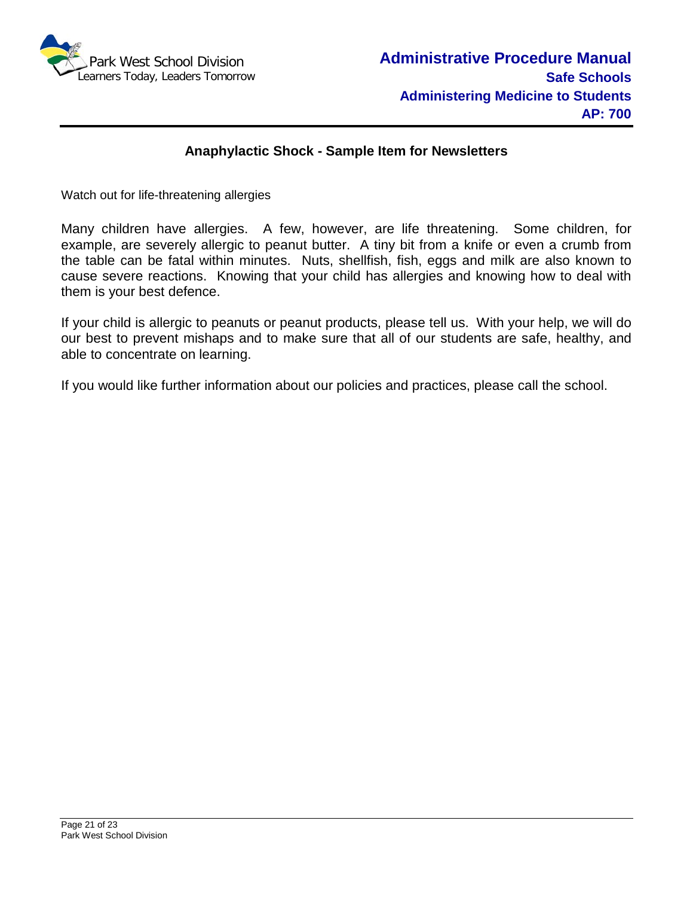## Anaphylactic Shock - Sample Item for Newsletters

Watch out for life-threatening allergies

Many children have allergies. A few, however, are life threatening. Some children, for example, are severely allergic to peanut butter. A tiny bit from a knife or even a crumb from the table can be fatal within minutes. Nuts, shellfish, fish, eggs and milk are also known to cause severe reactions. Knowing that your child has allergies and knowing how to deal with them is your best defence.

If your child is allergic to peanuts or peanut products, please tell us. With your help, we will do our best to prevent mishaps and to make sure that all of our students are safe, healthy, and able to concentrate on learning.

If you would like further information about our policies and practices, please call the school.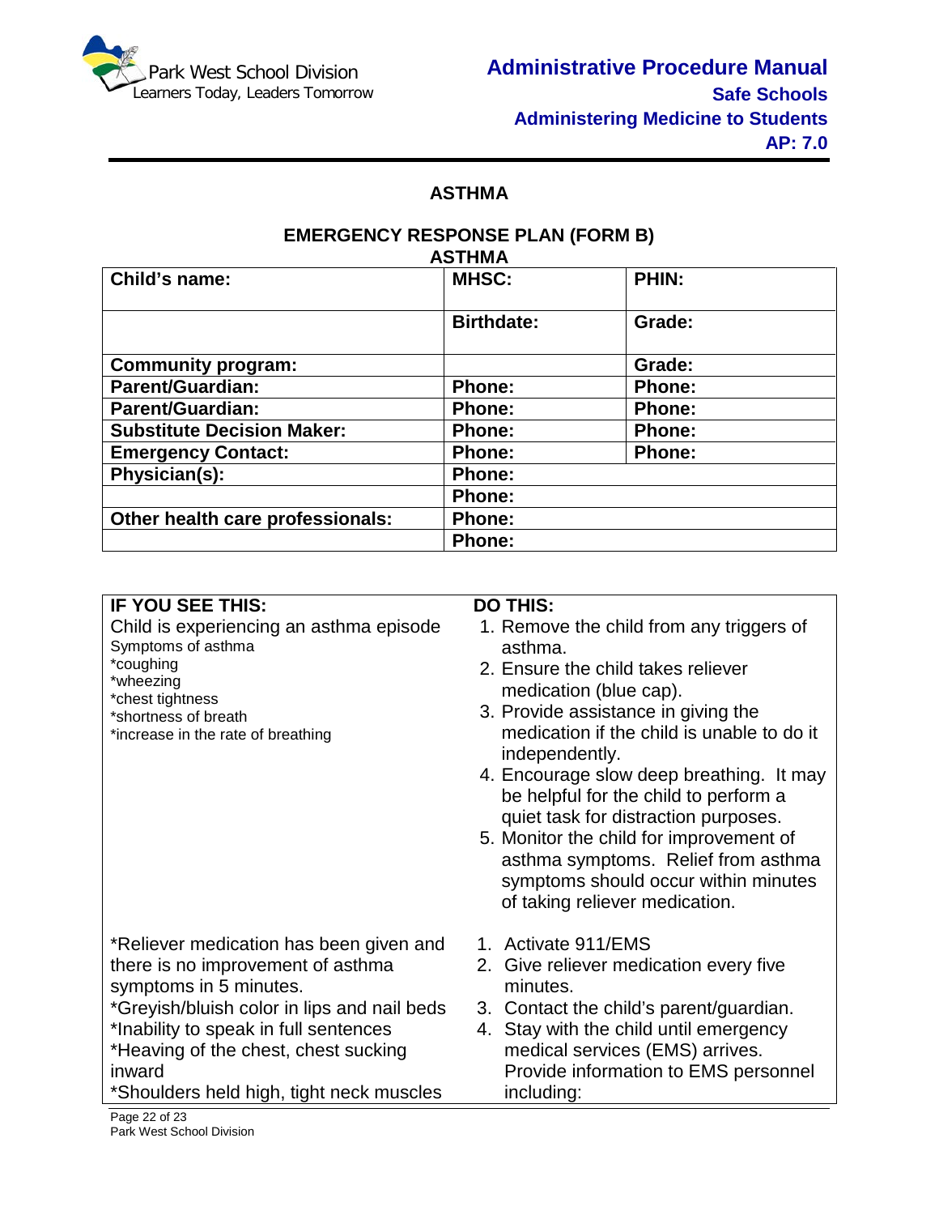## ASTHMA

### EMERGENCY RESPONSE PLAN (FORM B)
### ASTHMA

| **Child's name:** | **MHSC:** | **PHIN:** |
|---|---|---|
| | **Birthdate:** | **Grade:** |
| **Community program:** | | **Grade:** |
| **Parent/Guardian:** | **Phone:** | **Phone:** |
| **Parent/Guardian:** | **Phone:** | **Phone:** |
| **Substitute Decision Maker:** | **Phone:** | **Phone:** |
| **Emergency Contact:** | **Phone:** | **Phone:** |
| **Physician(s):** | **Phone:** | |
| | **Phone:** | |
| **Other health care professionals:** | **Phone:** | |
| | **Phone:** | |

| **IF YOU SEE THIS:** | **DO THIS:** |
|---|---|
| Child is experiencing an asthma episode<br>Symptoms of asthma<br>*coughing<br>*wheezing<br>*chest tightness<br>*shortness of breath<br>*increase in the rate of breathing | 1. Remove the child from any triggers of asthma.<br>2. Ensure the child takes reliever medication (blue cap).<br>3. Provide assistance in giving the medication if the child is unable to do it independently.<br>4. Encourage slow deep breathing. It may be helpful for the child to perform a quiet task for distraction purposes.<br>5. Monitor the child for improvement of asthma symptoms. Relief from asthma symptoms should occur within minutes of taking reliever medication. |
| *Reliever medication has been given and there is no improvement of asthma symptoms in 5 minutes.<br>*Greyish/bluish color in lips and nail beds<br>*Inability to speak in full sentences<br>*Heaving of the chest, chest sucking inward<br>*Shoulders held high, tight neck muscles | 1. Activate 911/EMS<br>2. Give reliever medication every five minutes.<br>3. Contact the child's parent/guardian.<br>4. Stay with the child until emergency medical services (EMS) arrives. Provide information to EMS personnel including: |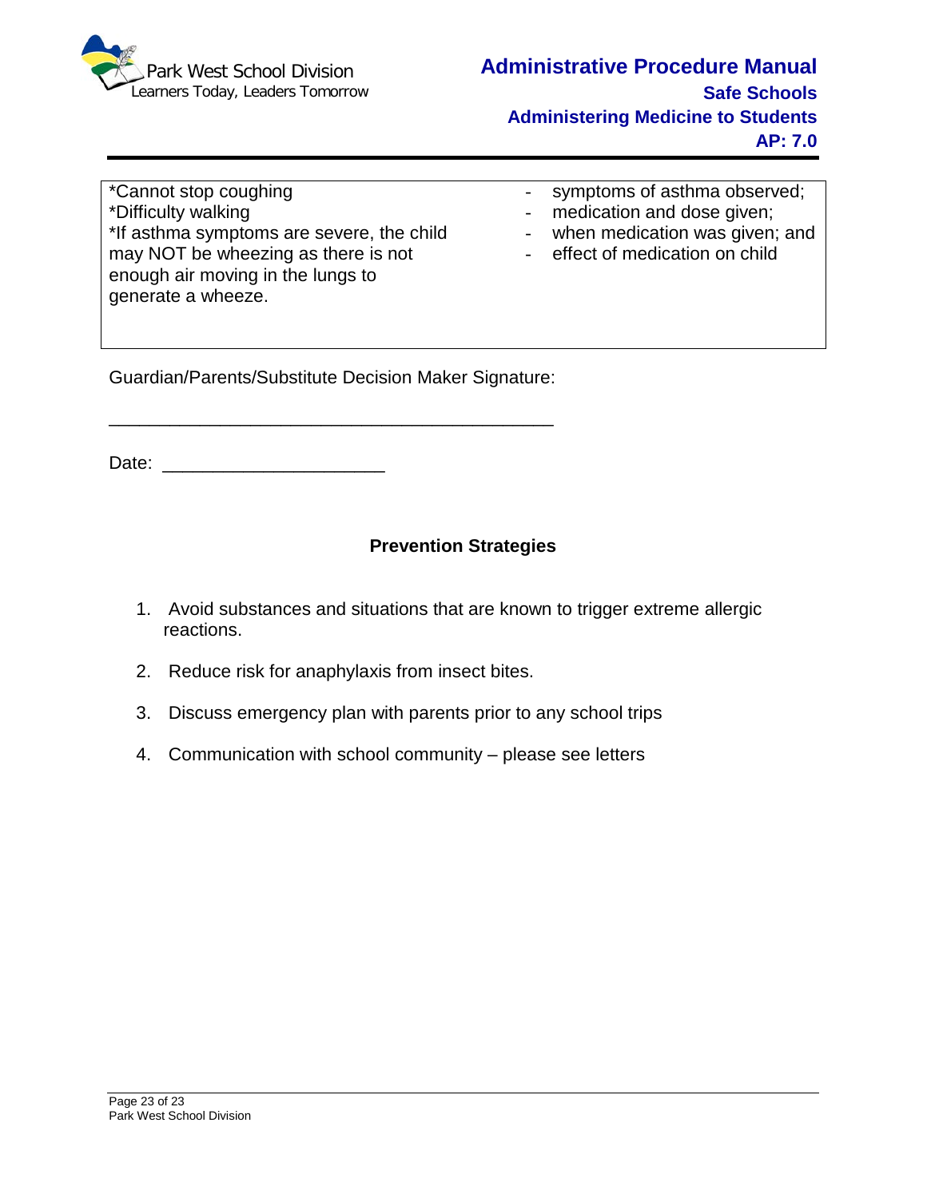| | |
|---|---|
| *Cannot stop coughing<br>*Difficulty walking<br>*If asthma symptoms are severe, the child may NOT be wheezing as there is not enough air moving in the lungs to generate a wheeze. | - symptoms of asthma observed;<br>- medication and dose given;<br>- when medication was given; and<br>- effect of medication on child |

Guardian/Parents/Substitute Decision Maker Signature:

_____________________________________________

Date: ______________________

### Prevention Strategies

1. Avoid substances and situations that are known to trigger extreme allergic reactions.
2. Reduce risk for anaphylaxis from insect bites.
3. Discuss emergency plan with parents prior to any school trips
4. Communication with school community – please see letters